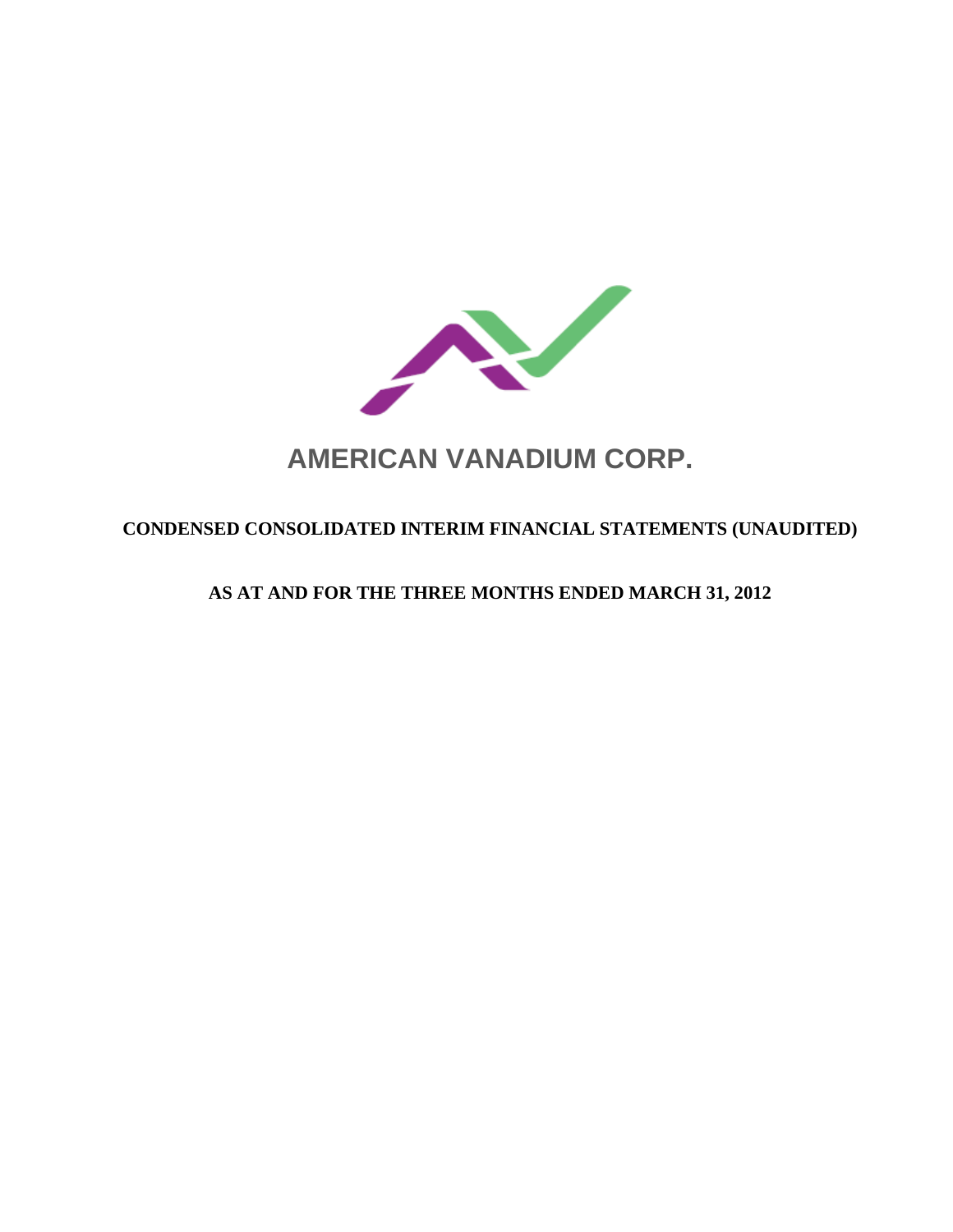# AMERICAN VANADIUM CORP.

## CONDENSED CONSOLIDATED INTERIM FINANCIAL STATEMENTS (UNAUDITED)

## AS AT AND FOR THE THREE MONTHS ENDED MARCH 31, 2012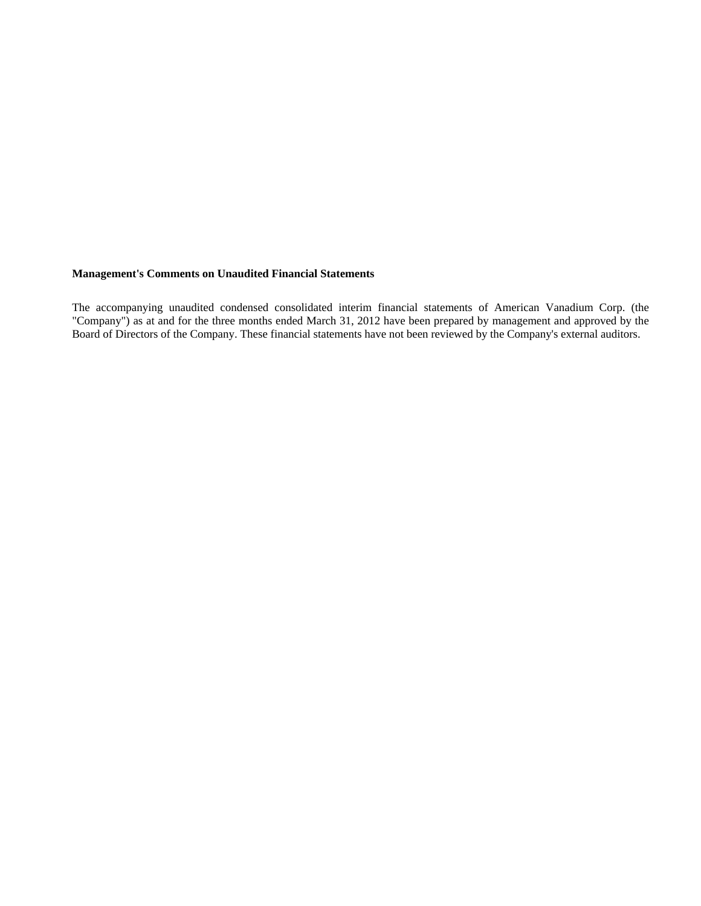**Management's Comments on Unaudited Financial Statements**

The accompanying unaudited condensed consolidated interim financial statements of American Vanadium Corp. (the "Company") as at and for the three months ended March 31, 2012 have been prepared by management and approved by the Board of Directors of the Company. These financial statements have not been reviewed by the Company's external auditors.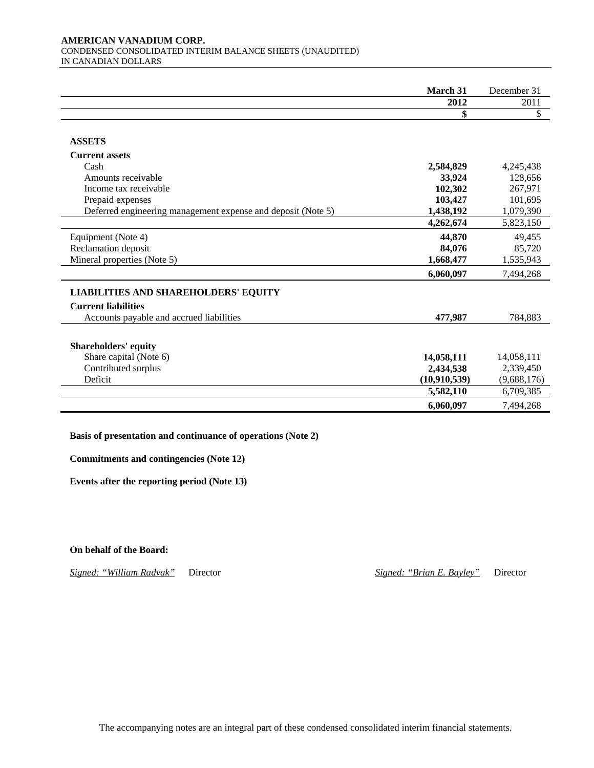**AMERICAN VANADIUM CORP.**
CONDENSED CONSOLIDATED INTERIM BALANCE SHEETS (UNAUDITED)
IN CANADIAN DOLLARS

| | **March 31** | December 31 |
|---|---|---|
| | **2012** | 2011 |
| | **$** | $ |
| **ASSETS** | | |
| **Current assets** | | |
| Cash | **2,584,829** | 4,245,438 |
| Amounts receivable | **33,924** | 128,656 |
| Income tax receivable | **102,302** | 267,971 |
| Prepaid expenses | **103,427** | 101,695 |
| Deferred engineering management expense and deposit (Note 5) | **1,438,192** | 1,079,390 |
| | **4,262,674** | 5,823,150 |
| Equipment (Note 4) | **44,870** | 49,455 |
| Reclamation deposit | **84,076** | 85,720 |
| Mineral properties (Note 5) | **1,668,477** | 1,535,943 |
| | **6,060,097** | 7,494,268 |
| **LIABILITIES AND SHAREHOLDERS' EQUITY** | | |
| **Current liabilities** | | |
| Accounts payable and accrued liabilities | **477,987** | 784,883 |
| **Shareholders' equity** | | |
| Share capital (Note 6) | **14,058,111** | 14,058,111 |
| Contributed surplus | **2,434,538** | 2,339,450 |
| Deficit | **(10,910,539)** | (9,688,176) |
| | **5,582,110** | 6,709,385 |
| | **6,060,097** | 7,494,268 |

**Basis of presentation and continuance of operations (Note 2)**

**Commitments and contingencies (Note 12)**

**Events after the reporting period (Note 13)**

**On behalf of the Board:**

*Signed: "William Radvak"* Director *Signed: "Brian E. Bayley"* Director

The accompanying notes are an integral part of these condensed consolidated interim financial statements.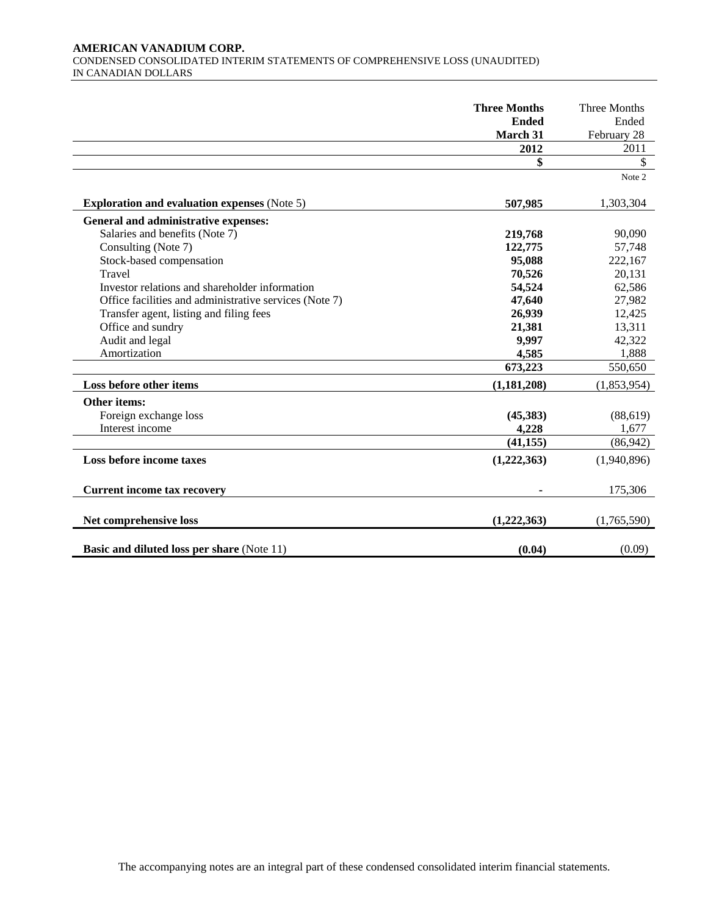**AMERICAN VANADIUM CORP.**
CONDENSED CONSOLIDATED INTERIM STATEMENTS OF COMPREHENSIVE LOSS (UNAUDITED)
IN CANADIAN DOLLARS

| | **Three Months Ended March 31 2012** | Three Months Ended February 28 2011 |
|---|---|---|
| | **$** | $ |
| | | Note 2 |
| **Exploration and evaluation expenses** (Note 5) | **507,985** | 1,303,304 |
| **General and administrative expenses:** | | |
| Salaries and benefits (Note 7) | **219,768** | 90,090 |
| Consulting (Note 7) | **122,775** | 57,748 |
| Stock-based compensation | **95,088** | 222,167 |
| Travel | **70,526** | 20,131 |
| Investor relations and shareholder information | **54,524** | 62,586 |
| Office facilities and administrative services (Note 7) | **47,640** | 27,982 |
| Transfer agent, listing and filing fees | **26,939** | 12,425 |
| Office and sundry | **21,381** | 13,311 |
| Audit and legal | **9,997** | 42,322 |
| Amortization | **4,585** | 1,888 |
| | **673,223** | 550,650 |
| **Loss before other items** | **(1,181,208)** | (1,853,954) |
| **Other items:** | | |
| Foreign exchange loss | **(45,383)** | (88,619) |
| Interest income | **4,228** | 1,677 |
| | **(41,155)** | (86,942) |
| **Loss before income taxes** | **(1,222,363)** | (1,940,896) |
| **Current income tax recovery** | **-** | 175,306 |
| **Net comprehensive loss** | **(1,222,363)** | (1,765,590) |
| **Basic and diluted loss per share** (Note 11) | **(0.04)** | (0.09) |

The accompanying notes are an integral part of these condensed consolidated interim financial statements.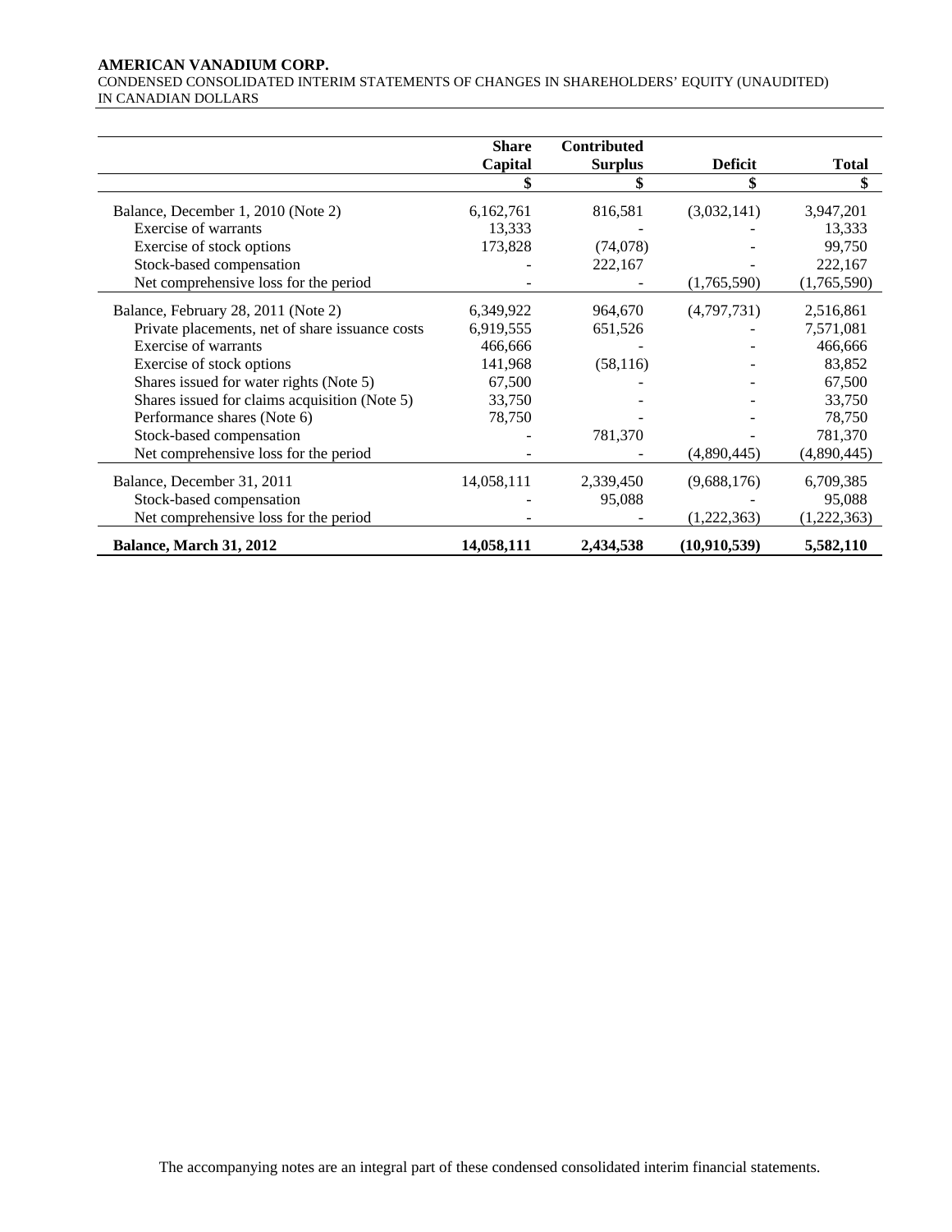**AMERICAN VANADIUM CORP.**
CONDENSED CONSOLIDATED INTERIM STATEMENTS OF CHANGES IN SHAREHOLDERS' EQUITY (UNAUDITED)
IN CANADIAN DOLLARS

| | Share Capital | Contributed Surplus | Deficit | Total |
|---|---|---|---|---|
| | $ | $ | $ | $ |
| Balance, December 1, 2010 (Note 2) | 6,162,761 | 816,581 | (3,032,141) | 3,947,201 |
| Exercise of warrants | 13,333 | - | - | 13,333 |
| Exercise of stock options | 173,828 | (74,078) | - | 99,750 |
| Stock-based compensation | - | 222,167 | - | 222,167 |
| Net comprehensive loss for the period | - | - | (1,765,590) | (1,765,590) |
| Balance, February 28, 2011 (Note 2) | 6,349,922 | 964,670 | (4,797,731) | 2,516,861 |
| Private placements, net of share issuance costs | 6,919,555 | 651,526 | - | 7,571,081 |
| Exercise of warrants | 466,666 | - | - | 466,666 |
| Exercise of stock options | 141,968 | (58,116) | - | 83,852 |
| Shares issued for water rights (Note 5) | 67,500 | - | - | 67,500 |
| Shares issued for claims acquisition (Note 5) | 33,750 | - | - | 33,750 |
| Performance shares (Note 6) | 78,750 | - | - | 78,750 |
| Stock-based compensation | - | 781,370 | - | 781,370 |
| Net comprehensive loss for the period | - | - | (4,890,445) | (4,890,445) |
| Balance, December 31, 2011 | 14,058,111 | 2,339,450 | (9,688,176) | 6,709,385 |
| Stock-based compensation | - | 95,088 | - | 95,088 |
| Net comprehensive loss for the period | - | - | (1,222,363) | (1,222,363) |
| **Balance, March 31, 2012** | **14,058,111** | **2,434,538** | **(10,910,539)** | **5,582,110** |

The accompanying notes are an integral part of these condensed consolidated interim financial statements.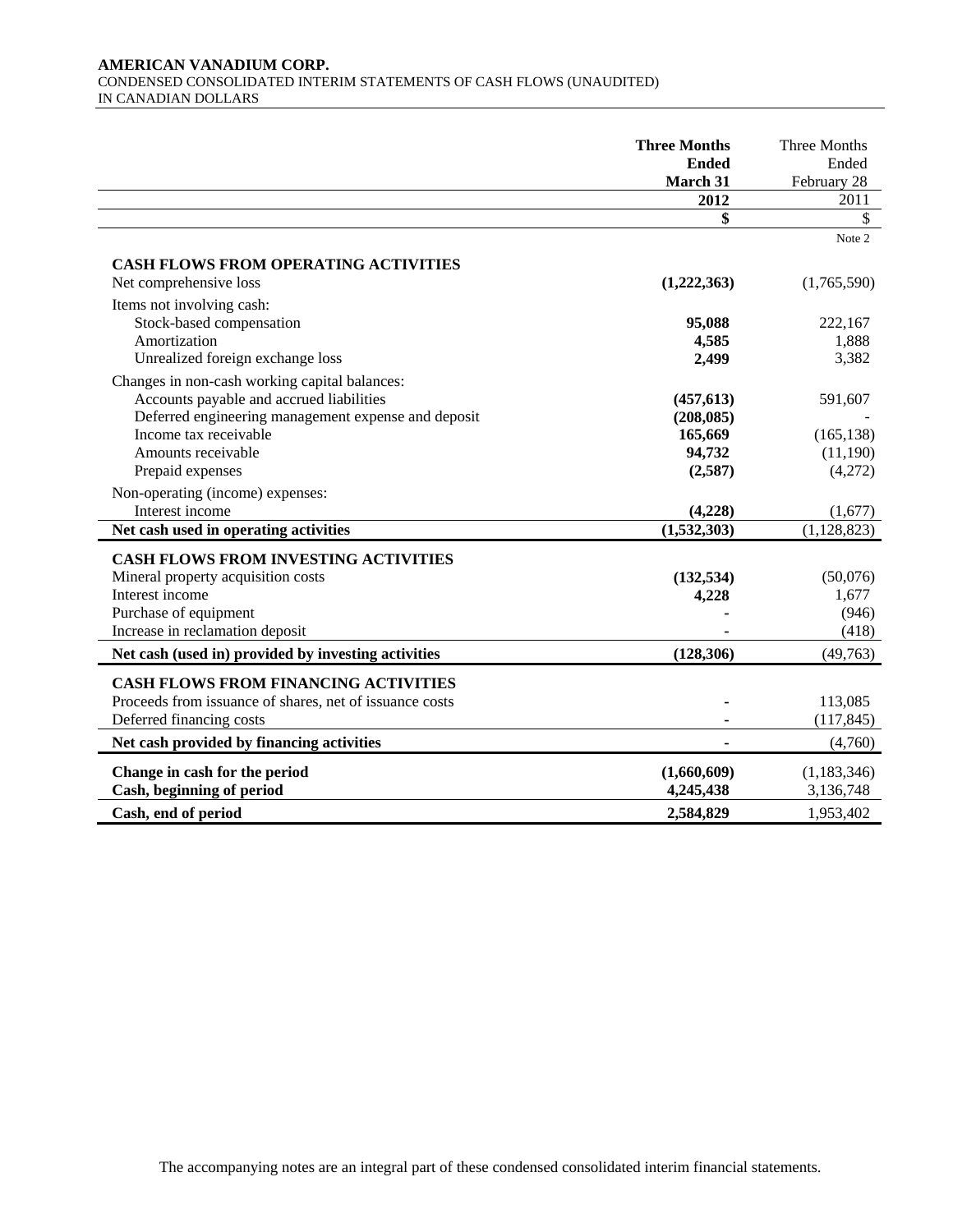**AMERICAN VANADIUM CORP.**
CONDENSED CONSOLIDATED INTERIM STATEMENTS OF CASH FLOWS (UNAUDITED)
IN CANADIAN DOLLARS

| | **Three Months Ended March 31 2012** | Three Months Ended February 28 2011 |
|---|---|---|
| | **$** | $ |
| | | Note 2 |
| **CASH FLOWS FROM OPERATING ACTIVITIES** | | |
| Net comprehensive loss | **(1,222,363)** | (1,765,590) |
| Items not involving cash: | | |
| Stock-based compensation | **95,088** | 222,167 |
| Amortization | **4,585** | 1,888 |
| Unrealized foreign exchange loss | **2,499** | 3,382 |
| Changes in non-cash working capital balances: | | |
| Accounts payable and accrued liabilities | **(457,613)** | 591,607 |
| Deferred engineering management expense and deposit | **(208,085)** | - |
| Income tax receivable | **165,669** | (165,138) |
| Amounts receivable | **94,732** | (11,190) |
| Prepaid expenses | **(2,587)** | (4,272) |
| Non-operating (income) expenses: | | |
| Interest income | **(4,228)** | (1,677) |
| **Net cash used in operating activities** | **(1,532,303)** | (1,128,823) |
| **CASH FLOWS FROM INVESTING ACTIVITIES** | | |
| Mineral property acquisition costs | **(132,534)** | (50,076) |
| Interest income | **4,228** | 1,677 |
| Purchase of equipment | **-** | (946) |
| Increase in reclamation deposit | **-** | (418) |
| **Net cash (used in) provided by investing activities** | **(128,306)** | (49,763) |
| **CASH FLOWS FROM FINANCING ACTIVITIES** | | |
| Proceeds from issuance of shares, net of issuance costs | **-** | 113,085 |
| Deferred financing costs | **-** | (117,845) |
| **Net cash provided by financing activities** | **-** | (4,760) |
| **Change in cash for the period** | **(1,660,609)** | (1,183,346) |
| **Cash, beginning of period** | **4,245,438** | 3,136,748 |
| **Cash, end of period** | **2,584,829** | 1,953,402 |

The accompanying notes are an integral part of these condensed consolidated interim financial statements.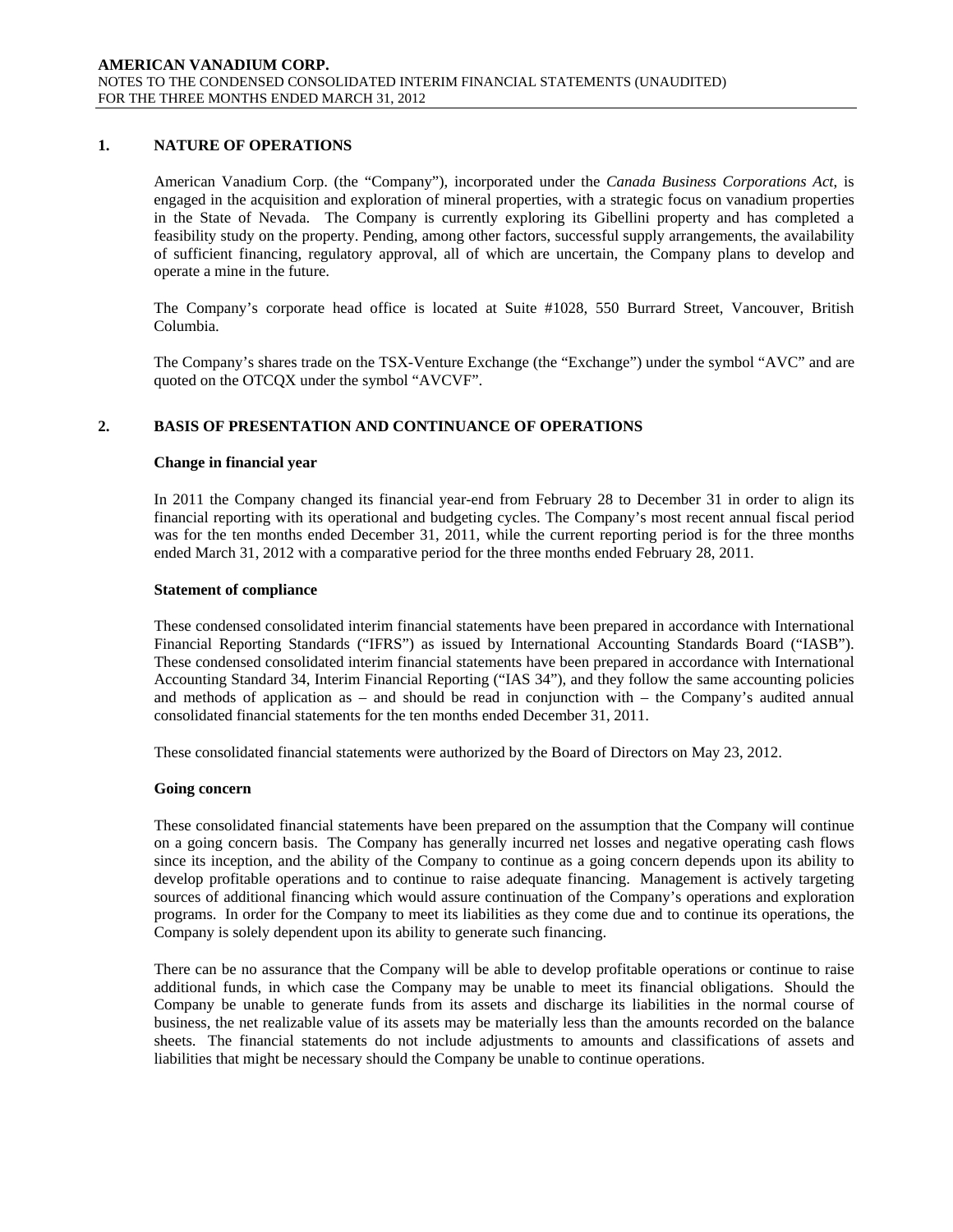## 1. NATURE OF OPERATIONS

American Vanadium Corp. (the "Company"), incorporated under the *Canada Business Corporations Act*, is engaged in the acquisition and exploration of mineral properties, with a strategic focus on vanadium properties in the State of Nevada. The Company is currently exploring its Gibellini property and has completed a feasibility study on the property. Pending, among other factors, successful supply arrangements, the availability of sufficient financing, regulatory approval, all of which are uncertain, the Company plans to develop and operate a mine in the future.

The Company's corporate head office is located at Suite #1028, 550 Burrard Street, Vancouver, British Columbia.

The Company's shares trade on the TSX-Venture Exchange (the "Exchange") under the symbol "AVC" and are quoted on the OTCQX under the symbol "AVCVF".

## 2. BASIS OF PRESENTATION AND CONTINUANCE OF OPERATIONS

### Change in financial year

In 2011 the Company changed its financial year-end from February 28 to December 31 in order to align its financial reporting with its operational and budgeting cycles. The Company's most recent annual fiscal period was for the ten months ended December 31, 2011, while the current reporting period is for the three months ended March 31, 2012 with a comparative period for the three months ended February 28, 2011.

### Statement of compliance

These condensed consolidated interim financial statements have been prepared in accordance with International Financial Reporting Standards ("IFRS") as issued by International Accounting Standards Board ("IASB"). These condensed consolidated interim financial statements have been prepared in accordance with International Accounting Standard 34, Interim Financial Reporting ("IAS 34"), and they follow the same accounting policies and methods of application as – and should be read in conjunction with – the Company's audited annual consolidated financial statements for the ten months ended December 31, 2011.

These consolidated financial statements were authorized by the Board of Directors on May 23, 2012.

### Going concern

These consolidated financial statements have been prepared on the assumption that the Company will continue on a going concern basis. The Company has generally incurred net losses and negative operating cash flows since its inception, and the ability of the Company to continue as a going concern depends upon its ability to develop profitable operations and to continue to raise adequate financing. Management is actively targeting sources of additional financing which would assure continuation of the Company's operations and exploration programs. In order for the Company to meet its liabilities as they come due and to continue its operations, the Company is solely dependent upon its ability to generate such financing.

There can be no assurance that the Company will be able to develop profitable operations or continue to raise additional funds, in which case the Company may be unable to meet its financial obligations. Should the Company be unable to generate funds from its assets and discharge its liabilities in the normal course of business, the net realizable value of its assets may be materially less than the amounts recorded on the balance sheets. The financial statements do not include adjustments to amounts and classifications of assets and liabilities that might be necessary should the Company be unable to continue operations.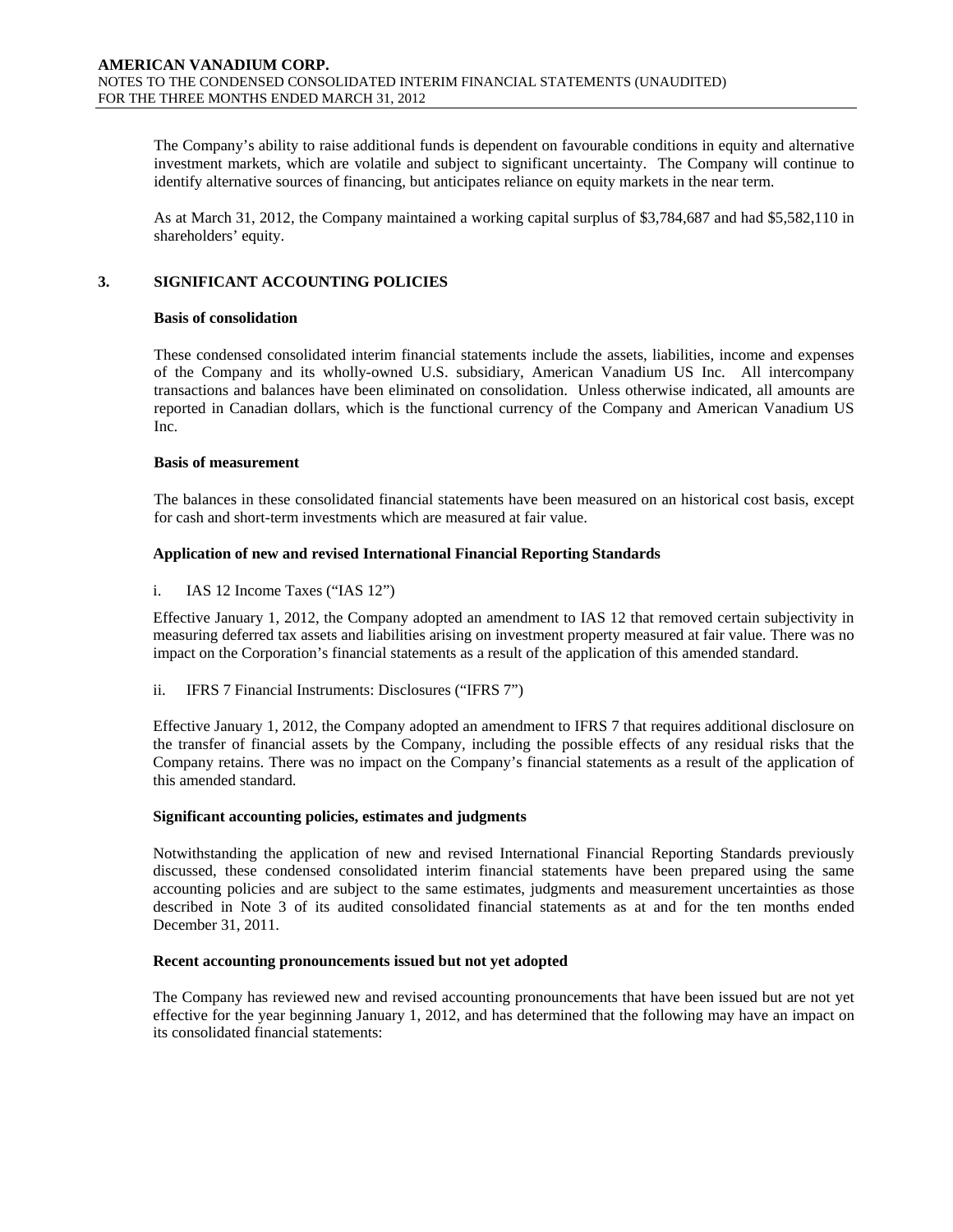The Company's ability to raise additional funds is dependent on favourable conditions in equity and alternative investment markets, which are volatile and subject to significant uncertainty. The Company will continue to identify alternative sources of financing, but anticipates reliance on equity markets in the near term.

As at March 31, 2012, the Company maintained a working capital surplus of $3,784,687 and had $5,582,110 in shareholders' equity.

## 3. SIGNIFICANT ACCOUNTING POLICIES

**Basis of consolidation**

These condensed consolidated interim financial statements include the assets, liabilities, income and expenses of the Company and its wholly-owned U.S. subsidiary, American Vanadium US Inc. All intercompany transactions and balances have been eliminated on consolidation. Unless otherwise indicated, all amounts are reported in Canadian dollars, which is the functional currency of the Company and American Vanadium US Inc.

**Basis of measurement**

The balances in these consolidated financial statements have been measured on an historical cost basis, except for cash and short-term investments which are measured at fair value.

**Application of new and revised International Financial Reporting Standards**

i. IAS 12 Income Taxes ("IAS 12")

Effective January 1, 2012, the Company adopted an amendment to IAS 12 that removed certain subjectivity in measuring deferred tax assets and liabilities arising on investment property measured at fair value. There was no impact on the Corporation's financial statements as a result of the application of this amended standard.

ii. IFRS 7 Financial Instruments: Disclosures ("IFRS 7")

Effective January 1, 2012, the Company adopted an amendment to IFRS 7 that requires additional disclosure on the transfer of financial assets by the Company, including the possible effects of any residual risks that the Company retains. There was no impact on the Company's financial statements as a result of the application of this amended standard.

**Significant accounting policies, estimates and judgments**

Notwithstanding the application of new and revised International Financial Reporting Standards previously discussed, these condensed consolidated interim financial statements have been prepared using the same accounting policies and are subject to the same estimates, judgments and measurement uncertainties as those described in Note 3 of its audited consolidated financial statements as at and for the ten months ended December 31, 2011.

**Recent accounting pronouncements issued but not yet adopted**

The Company has reviewed new and revised accounting pronouncements that have been issued but are not yet effective for the year beginning January 1, 2012, and has determined that the following may have an impact on its consolidated financial statements: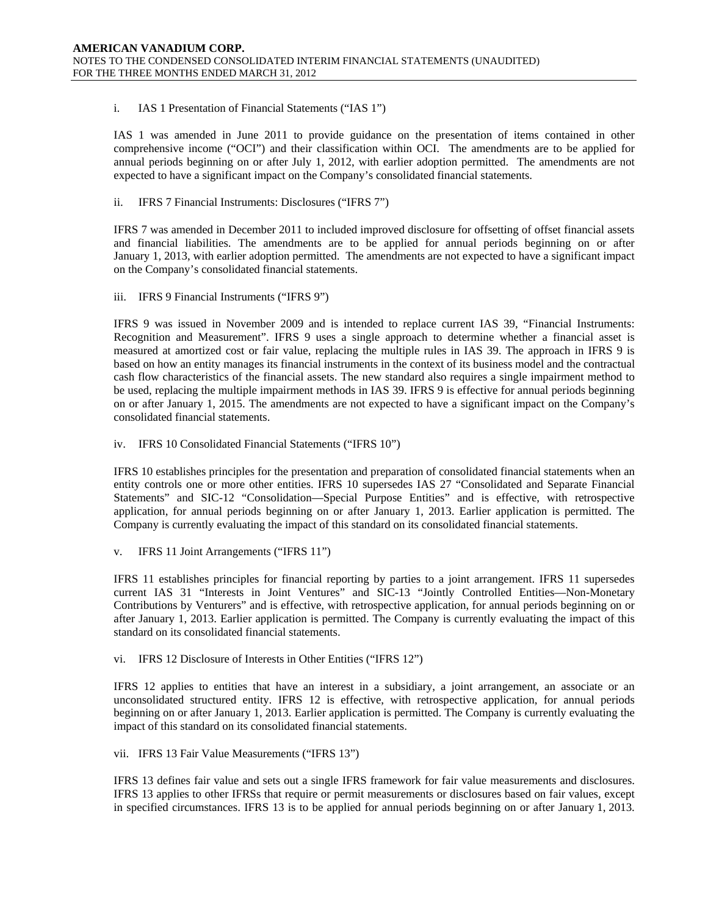i. IAS 1 Presentation of Financial Statements ("IAS 1")

IAS 1 was amended in June 2011 to provide guidance on the presentation of items contained in other comprehensive income ("OCI") and their classification within OCI. The amendments are to be applied for annual periods beginning on or after July 1, 2012, with earlier adoption permitted. The amendments are not expected to have a significant impact on the Company's consolidated financial statements.

ii. IFRS 7 Financial Instruments: Disclosures ("IFRS 7")

IFRS 7 was amended in December 2011 to included improved disclosure for offsetting of offset financial assets and financial liabilities. The amendments are to be applied for annual periods beginning on or after January 1, 2013, with earlier adoption permitted. The amendments are not expected to have a significant impact on the Company's consolidated financial statements.

iii. IFRS 9 Financial Instruments ("IFRS 9")

IFRS 9 was issued in November 2009 and is intended to replace current IAS 39, "Financial Instruments: Recognition and Measurement". IFRS 9 uses a single approach to determine whether a financial asset is measured at amortized cost or fair value, replacing the multiple rules in IAS 39. The approach in IFRS 9 is based on how an entity manages its financial instruments in the context of its business model and the contractual cash flow characteristics of the financial assets. The new standard also requires a single impairment method to be used, replacing the multiple impairment methods in IAS 39. IFRS 9 is effective for annual periods beginning on or after January 1, 2015. The amendments are not expected to have a significant impact on the Company's consolidated financial statements.

iv. IFRS 10 Consolidated Financial Statements ("IFRS 10")

IFRS 10 establishes principles for the presentation and preparation of consolidated financial statements when an entity controls one or more other entities. IFRS 10 supersedes IAS 27 "Consolidated and Separate Financial Statements" and SIC-12 "Consolidation—Special Purpose Entities" and is effective, with retrospective application, for annual periods beginning on or after January 1, 2013. Earlier application is permitted. The Company is currently evaluating the impact of this standard on its consolidated financial statements.

v. IFRS 11 Joint Arrangements ("IFRS 11")

IFRS 11 establishes principles for financial reporting by parties to a joint arrangement. IFRS 11 supersedes current IAS 31 "Interests in Joint Ventures" and SIC-13 "Jointly Controlled Entities—Non-Monetary Contributions by Venturers" and is effective, with retrospective application, for annual periods beginning on or after January 1, 2013. Earlier application is permitted. The Company is currently evaluating the impact of this standard on its consolidated financial statements.

vi. IFRS 12 Disclosure of Interests in Other Entities ("IFRS 12")

IFRS 12 applies to entities that have an interest in a subsidiary, a joint arrangement, an associate or an unconsolidated structured entity. IFRS 12 is effective, with retrospective application, for annual periods beginning on or after January 1, 2013. Earlier application is permitted. The Company is currently evaluating the impact of this standard on its consolidated financial statements.

vii. IFRS 13 Fair Value Measurements ("IFRS 13")

IFRS 13 defines fair value and sets out a single IFRS framework for fair value measurements and disclosures. IFRS 13 applies to other IFRSs that require or permit measurements or disclosures based on fair values, except in specified circumstances. IFRS 13 is to be applied for annual periods beginning on or after January 1, 2013.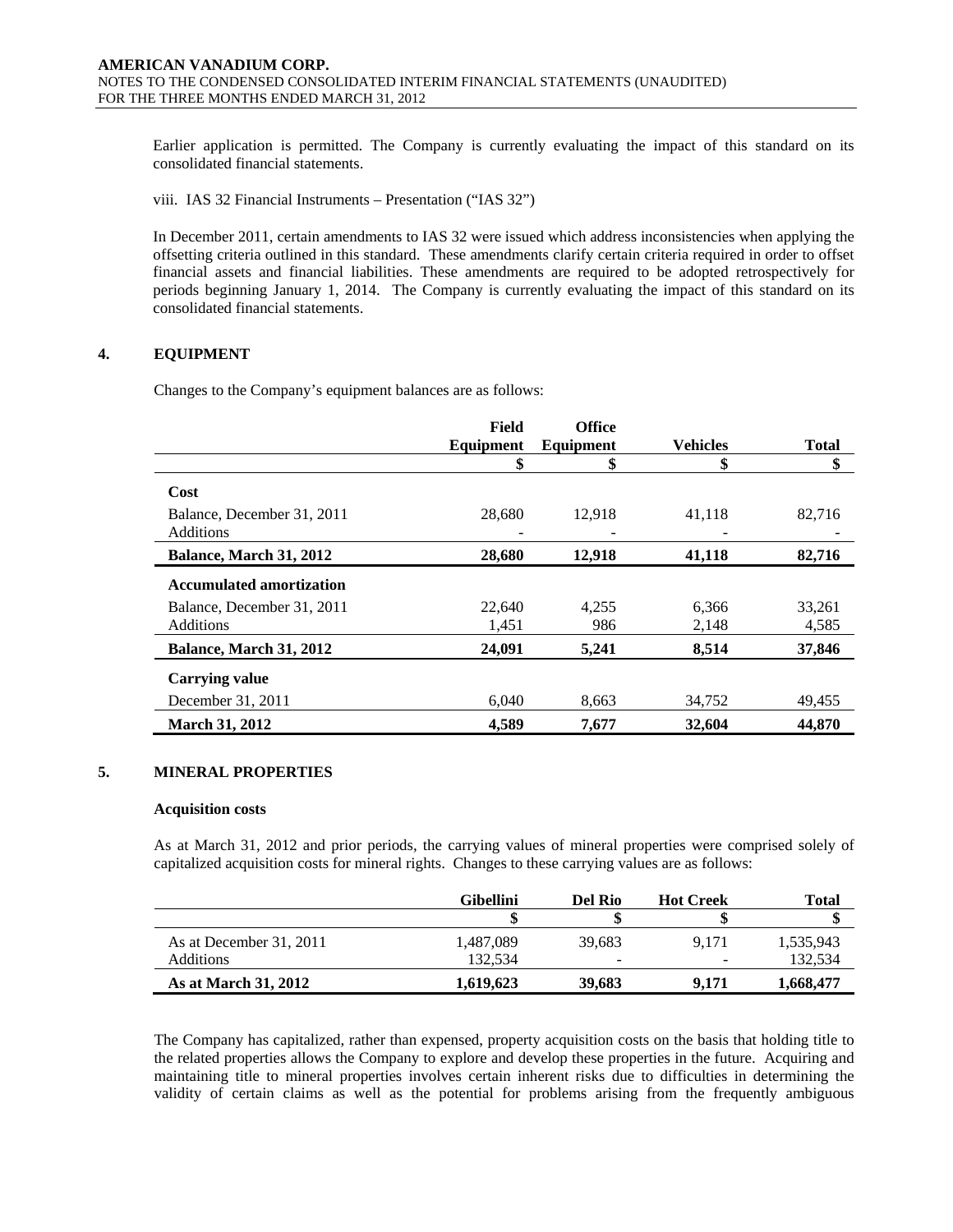Earlier application is permitted. The Company is currently evaluating the impact of this standard on its consolidated financial statements.

viii. IAS 32 Financial Instruments – Presentation ("IAS 32")

In December 2011, certain amendments to IAS 32 were issued which address inconsistencies when applying the offsetting criteria outlined in this standard. These amendments clarify certain criteria required in order to offset financial assets and financial liabilities. These amendments are required to be adopted retrospectively for periods beginning January 1, 2014. The Company is currently evaluating the impact of this standard on its consolidated financial statements.

## 4. EQUIPMENT

Changes to the Company's equipment balances are as follows:

| | Field Equipment | Office Equipment | Vehicles | Total |
|---|---|---|---|---|
| | $ | $ | $ | $ |
| **Cost** | | | | |
| Balance, December 31, 2011 | 28,680 | 12,918 | 41,118 | 82,716 |
| Additions | - | - | - | - |
| **Balance, March 31, 2012** | **28,680** | **12,918** | **41,118** | **82,716** |
| **Accumulated amortization** | | | | |
| Balance, December 31, 2011 | 22,640 | 4,255 | 6,366 | 33,261 |
| Additions | 1,451 | 986 | 2,148 | 4,585 |
| **Balance, March 31, 2012** | **24,091** | **5,241** | **8,514** | **37,846** |
| **Carrying value** | | | | |
| December 31, 2011 | 6,040 | 8,663 | 34,752 | 49,455 |
| **March 31, 2012** | **4,589** | **7,677** | **32,604** | **44,870** |

## 5. MINERAL PROPERTIES

**Acquisition costs**

As at March 31, 2012 and prior periods, the carrying values of mineral properties were comprised solely of capitalized acquisition costs for mineral rights. Changes to these carrying values are as follows:

| | Gibellini | Del Rio | Hot Creek | Total |
|---|---|---|---|---|
| | $ | $ | $ | $ |
| As at December 31, 2011 | 1,487,089 | 39,683 | 9,171 | 1,535,943 |
| Additions | 132,534 | - | - | 132,534 |
| **As at March 31, 2012** | **1,619,623** | **39,683** | **9,171** | **1,668,477** |

The Company has capitalized, rather than expensed, property acquisition costs on the basis that holding title to the related properties allows the Company to explore and develop these properties in the future. Acquiring and maintaining title to mineral properties involves certain inherent risks due to difficulties in determining the validity of certain claims as well as the potential for problems arising from the frequently ambiguous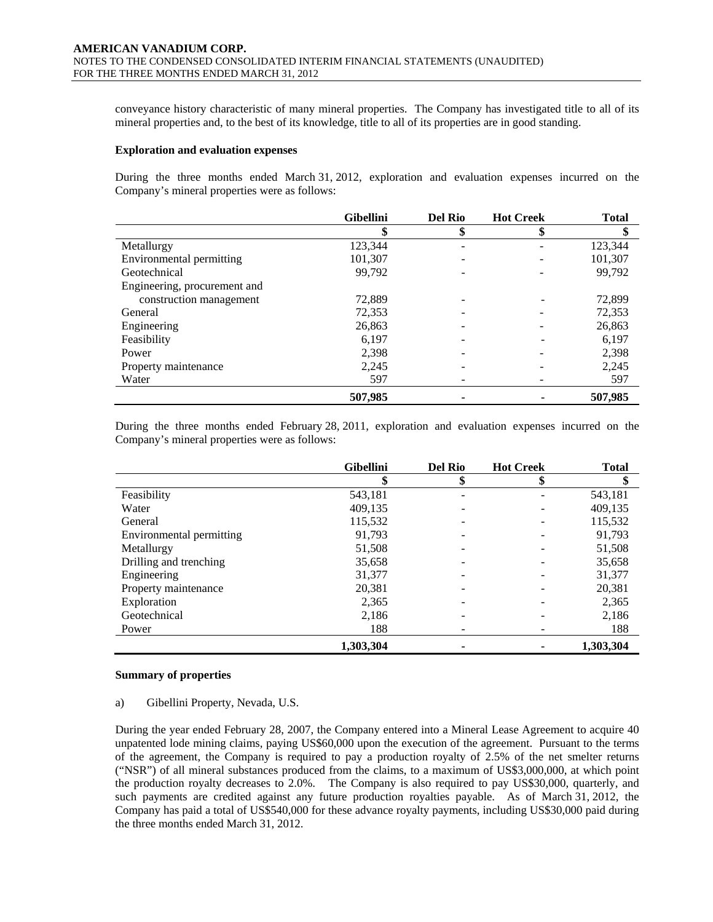conveyance history characteristic of many mineral properties. The Company has investigated title to all of its mineral properties and, to the best of its knowledge, title to all of its properties are in good standing.

**Exploration and evaluation expenses**

During the three months ended March 31, 2012, exploration and evaluation expenses incurred on the Company's mineral properties were as follows:

| | Gibellini | Del Rio | Hot Creek | Total |
|---|---|---|---|---|
| | $ | $ | $ | $ |
| Metallurgy | 123,344 | - | - | 123,344 |
| Environmental permitting | 101,307 | - | - | 101,307 |
| Geotechnical | 99,792 | - | - | 99,792 |
| Engineering, procurement and construction management | 72,889 | - | - | 72,899 |
| General | 72,353 | - | - | 72,353 |
| Engineering | 26,863 | - | - | 26,863 |
| Feasibility | 6,197 | - | - | 6,197 |
| Power | 2,398 | - | - | 2,398 |
| Property maintenance | 2,245 | - | - | 2,245 |
| Water | 597 | - | - | 597 |
| | **507,985** | **-** | **-** | **507,985** |

During the three months ended February 28, 2011, exploration and evaluation expenses incurred on the Company's mineral properties were as follows:

| | Gibellini | Del Rio | Hot Creek | Total |
|---|---|---|---|---|
| | $ | $ | $ | $ |
| Feasibility | 543,181 | - | - | 543,181 |
| Water | 409,135 | - | - | 409,135 |
| General | 115,532 | - | - | 115,532 |
| Environmental permitting | 91,793 | - | - | 91,793 |
| Metallurgy | 51,508 | - | - | 51,508 |
| Drilling and trenching | 35,658 | - | - | 35,658 |
| Engineering | 31,377 | - | - | 31,377 |
| Property maintenance | 20,381 | - | - | 20,381 |
| Exploration | 2,365 | - | - | 2,365 |
| Geotechnical | 2,186 | - | - | 2,186 |
| Power | 188 | - | - | 188 |
| | **1,303,304** | **-** | **-** | **1,303,304** |

**Summary of properties**

a) Gibellini Property, Nevada, U.S.

During the year ended February 28, 2007, the Company entered into a Mineral Lease Agreement to acquire 40 unpatented lode mining claims, paying US$60,000 upon the execution of the agreement. Pursuant to the terms of the agreement, the Company is required to pay a production royalty of 2.5% of the net smelter returns ("NSR") of all mineral substances produced from the claims, to a maximum of US$3,000,000, at which point the production royalty decreases to 2.0%. The Company is also required to pay US$30,000, quarterly, and such payments are credited against any future production royalties payable. As of March 31, 2012, the Company has paid a total of US$540,000 for these advance royalty payments, including US$30,000 paid during the three months ended March 31, 2012.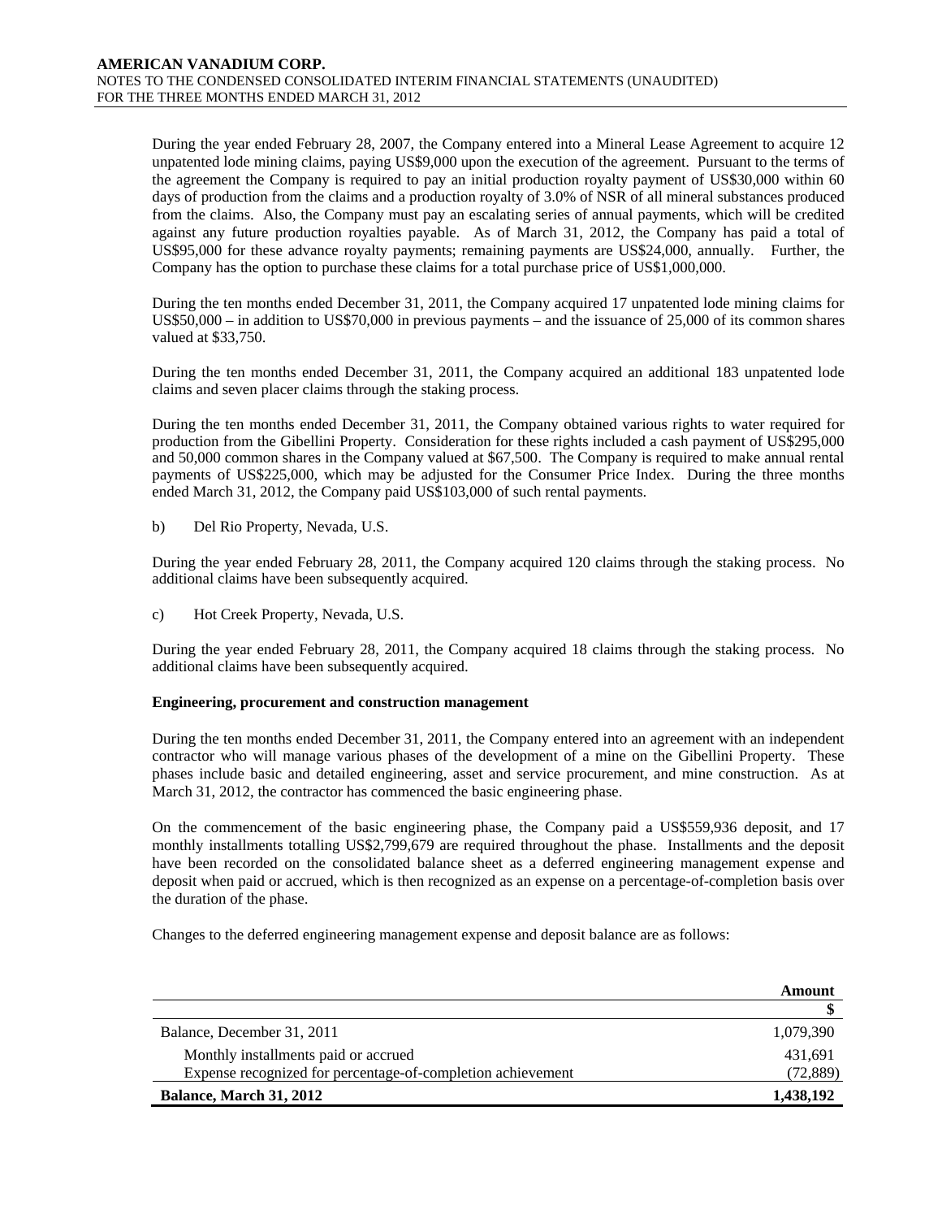During the year ended February 28, 2007, the Company entered into a Mineral Lease Agreement to acquire 12 unpatented lode mining claims, paying US$9,000 upon the execution of the agreement. Pursuant to the terms of the agreement the Company is required to pay an initial production royalty payment of US$30,000 within 60 days of production from the claims and a production royalty of 3.0% of NSR of all mineral substances produced from the claims. Also, the Company must pay an escalating series of annual payments, which will be credited against any future production royalties payable. As of March 31, 2012, the Company has paid a total of US$95,000 for these advance royalty payments; remaining payments are US$24,000, annually. Further, the Company has the option to purchase these claims for a total purchase price of US$1,000,000.

During the ten months ended December 31, 2011, the Company acquired 17 unpatented lode mining claims for US$50,000 – in addition to US$70,000 in previous payments – and the issuance of 25,000 of its common shares valued at $33,750.

During the ten months ended December 31, 2011, the Company acquired an additional 183 unpatented lode claims and seven placer claims through the staking process.

During the ten months ended December 31, 2011, the Company obtained various rights to water required for production from the Gibellini Property. Consideration for these rights included a cash payment of US$295,000 and 50,000 common shares in the Company valued at $67,500. The Company is required to make annual rental payments of US$225,000, which may be adjusted for the Consumer Price Index. During the three months ended March 31, 2012, the Company paid US$103,000 of such rental payments.

b) Del Rio Property, Nevada, U.S.

During the year ended February 28, 2011, the Company acquired 120 claims through the staking process. No additional claims have been subsequently acquired.

c) Hot Creek Property, Nevada, U.S.

During the year ended February 28, 2011, the Company acquired 18 claims through the staking process. No additional claims have been subsequently acquired.

**Engineering, procurement and construction management**

During the ten months ended December 31, 2011, the Company entered into an agreement with an independent contractor who will manage various phases of the development of a mine on the Gibellini Property. These phases include basic and detailed engineering, asset and service procurement, and mine construction. As at March 31, 2012, the contractor has commenced the basic engineering phase.

On the commencement of the basic engineering phase, the Company paid a US$559,936 deposit, and 17 monthly installments totalling US$2,799,679 are required throughout the phase. Installments and the deposit have been recorded on the consolidated balance sheet as a deferred engineering management expense and deposit when paid or accrued, which is then recognized as an expense on a percentage-of-completion basis over the duration of the phase.

Changes to the deferred engineering management expense and deposit balance are as follows:

| | **Amount** |
|---|---|
| | **$** |
| Balance, December 31, 2011 | 1,079,390 |
| Monthly installments paid or accrued | 431,691 |
| Expense recognized for percentage-of-completion achievement | (72,889) |
| **Balance, March 31, 2012** | **1,438,192** |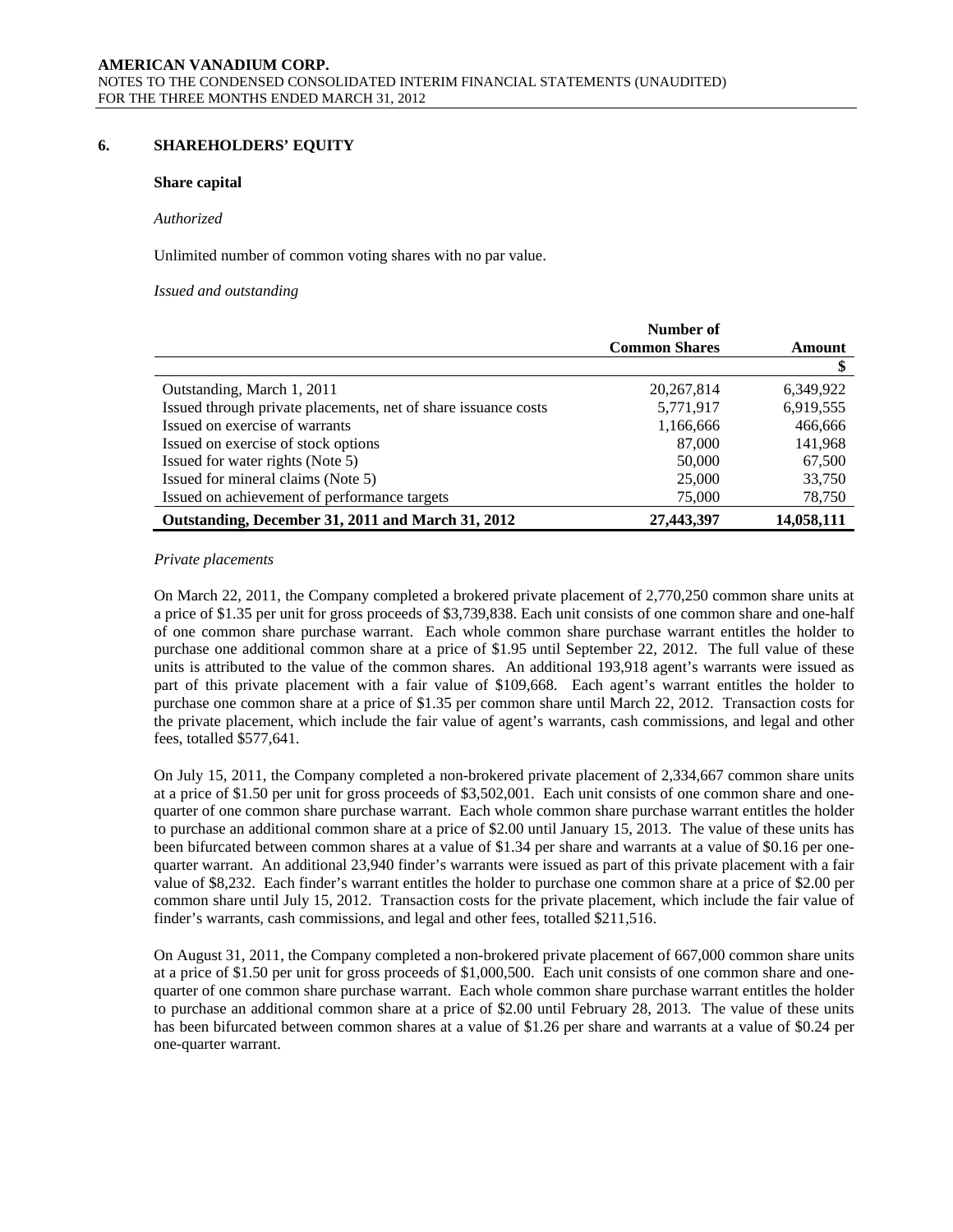## 6. SHAREHOLDERS' EQUITY

### Share capital

*Authorized*

Unlimited number of common voting shares with no par value.

*Issued and outstanding*

| | Number of Common Shares | Amount |
|---|---|---|
| | | $ |
| Outstanding, March 1, 2011 | 20,267,814 | 6,349,922 |
| Issued through private placements, net of share issuance costs | 5,771,917 | 6,919,555 |
| Issued on exercise of warrants | 1,166,666 | 466,666 |
| Issued on exercise of stock options | 87,000 | 141,968 |
| Issued for water rights (Note 5) | 50,000 | 67,500 |
| Issued for mineral claims (Note 5) | 25,000 | 33,750 |
| Issued on achievement of performance targets | 75,000 | 78,750 |
| **Outstanding, December 31, 2011 and March 31, 2012** | **27,443,397** | **14,058,111** |

*Private placements*

On March 22, 2011, the Company completed a brokered private placement of 2,770,250 common share units at a price of $1.35 per unit for gross proceeds of $3,739,838. Each unit consists of one common share and one-half of one common share purchase warrant. Each whole common share purchase warrant entitles the holder to purchase one additional common share at a price of $1.95 until September 22, 2012. The full value of these units is attributed to the value of the common shares. An additional 193,918 agent's warrants were issued as part of this private placement with a fair value of $109,668. Each agent's warrant entitles the holder to purchase one common share at a price of $1.35 per common share until March 22, 2012. Transaction costs for the private placement, which include the fair value of agent's warrants, cash commissions, and legal and other fees, totalled $577,641.

On July 15, 2011, the Company completed a non-brokered private placement of 2,334,667 common share units at a price of $1.50 per unit for gross proceeds of $3,502,001. Each unit consists of one common share and one-quarter of one common share purchase warrant. Each whole common share purchase warrant entitles the holder to purchase an additional common share at a price of $2.00 until January 15, 2013. The value of these units has been bifurcated between common shares at a value of $1.34 per share and warrants at a value of $0.16 per one-quarter warrant. An additional 23,940 finder's warrants were issued as part of this private placement with a fair value of $8,232. Each finder's warrant entitles the holder to purchase one common share at a price of $2.00 per common share until July 15, 2012. Transaction costs for the private placement, which include the fair value of finder's warrants, cash commissions, and legal and other fees, totalled $211,516.

On August 31, 2011, the Company completed a non-brokered private placement of 667,000 common share units at a price of $1.50 per unit for gross proceeds of $1,000,500. Each unit consists of one common share and one-quarter of one common share purchase warrant. Each whole common share purchase warrant entitles the holder to purchase an additional common share at a price of $2.00 until February 28, 2013. The value of these units has been bifurcated between common shares at a value of $1.26 per share and warrants at a value of $0.24 per one-quarter warrant.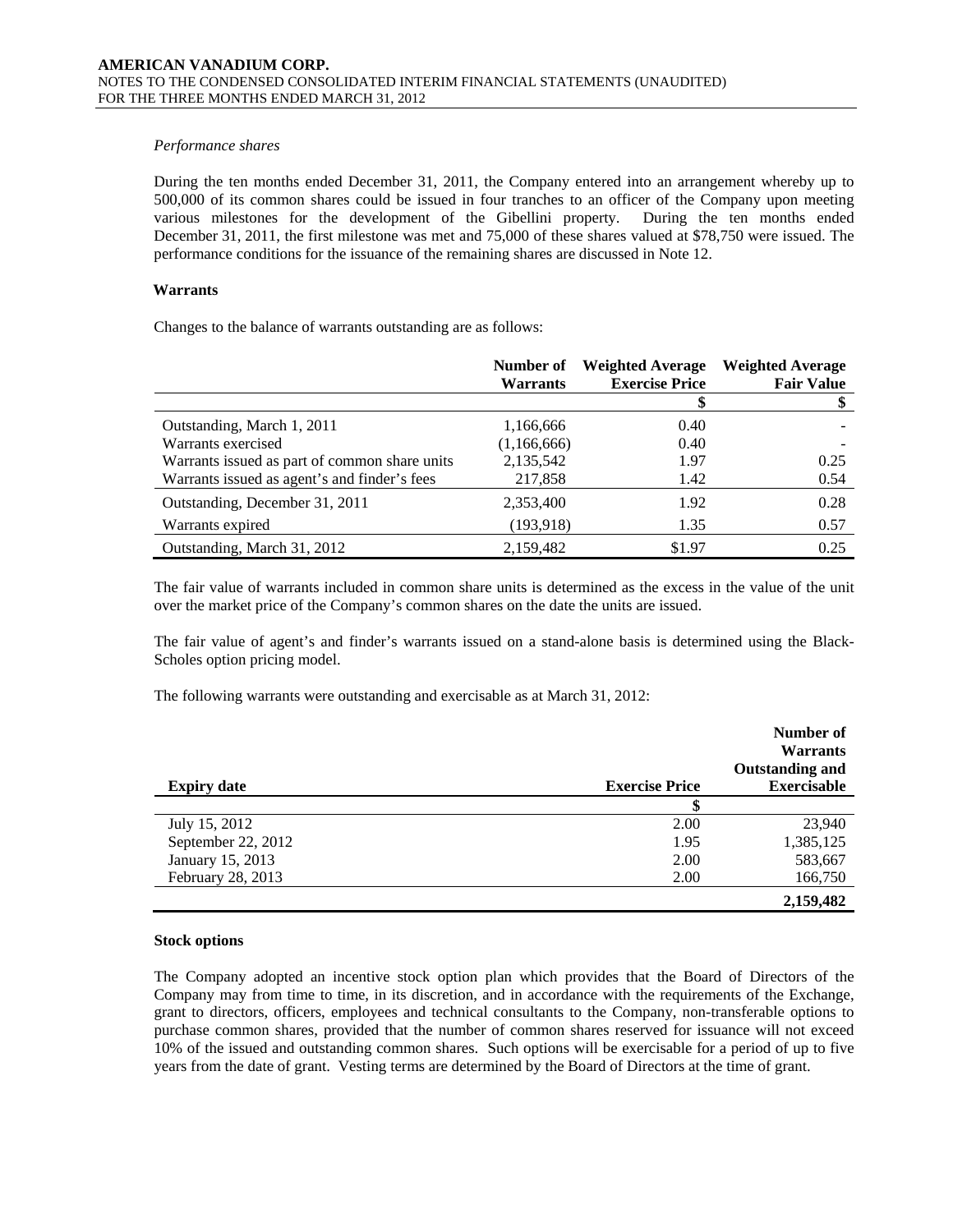*Performance shares*

During the ten months ended December 31, 2011, the Company entered into an arrangement whereby up to 500,000 of its common shares could be issued in four tranches to an officer of the Company upon meeting various milestones for the development of the Gibellini property. During the ten months ended December 31, 2011, the first milestone was met and 75,000 of these shares valued at $78,750 were issued. The performance conditions for the issuance of the remaining shares are discussed in Note 12.

**Warrants**

Changes to the balance of warrants outstanding are as follows:

| | Number of Warrants | Weighted Average Exercise Price | Weighted Average Fair Value |
|---|---|---|---|
| | | $ | $ |
| Outstanding, March 1, 2011 | 1,166,666 | 0.40 | - |
| Warrants exercised | (1,166,666) | 0.40 | - |
| Warrants issued as part of common share units | 2,135,542 | 1.97 | 0.25 |
| Warrants issued as agent's and finder's fees | 217,858 | 1.42 | 0.54 |
| Outstanding, December 31, 2011 | 2,353,400 | 1.92 | 0.28 |
| Warrants expired | (193,918) | 1.35 | 0.57 |
| Outstanding, March 31, 2012 | 2,159,482 | $1.97 | 0.25 |

The fair value of warrants included in common share units is determined as the excess in the value of the unit over the market price of the Company's common shares on the date the units are issued.

The fair value of agent's and finder's warrants issued on a stand-alone basis is determined using the Black-Scholes option pricing model.

The following warrants were outstanding and exercisable as at March 31, 2012:

| Expiry date | Exercise Price | Number of Warrants Outstanding and Exercisable |
|---|---|---|
| | $ | |
| July 15, 2012 | 2.00 | 23,940 |
| September 22, 2012 | 1.95 | 1,385,125 |
| January 15, 2013 | 2.00 | 583,667 |
| February 28, 2013 | 2.00 | 166,750 |
| | | **2,159,482** |

**Stock options**

The Company adopted an incentive stock option plan which provides that the Board of Directors of the Company may from time to time, in its discretion, and in accordance with the requirements of the Exchange, grant to directors, officers, employees and technical consultants to the Company, non-transferable options to purchase common shares, provided that the number of common shares reserved for issuance will not exceed 10% of the issued and outstanding common shares. Such options will be exercisable for a period of up to five years from the date of grant. Vesting terms are determined by the Board of Directors at the time of grant.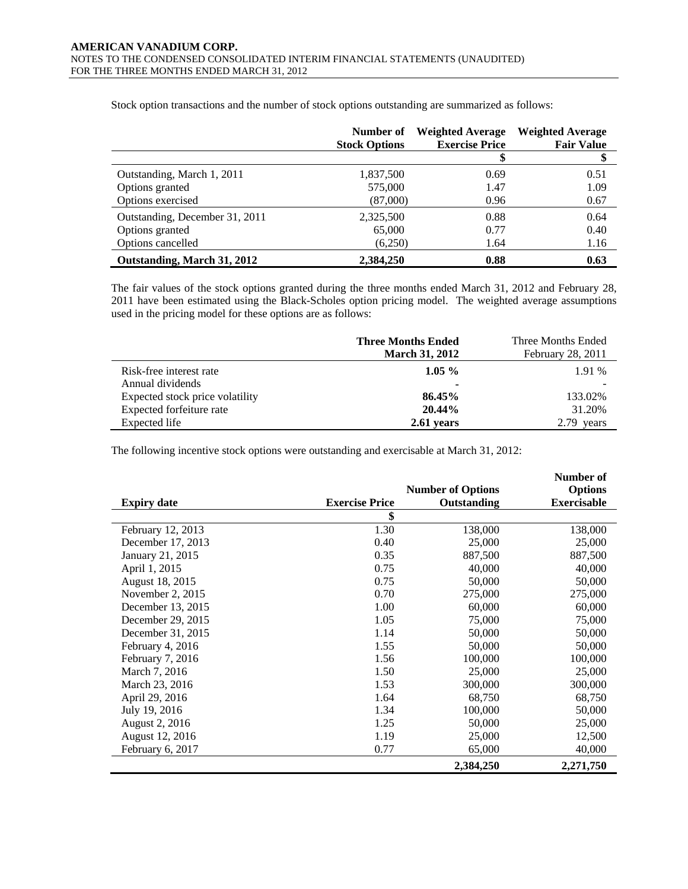Stock option transactions and the number of stock options outstanding are summarized as follows:

| | Number of Stock Options | Weighted Average Exercise Price | Weighted Average Fair Value |
|---|---|---|---|
| | | $ | $ |
| Outstanding, March 1, 2011 | 1,837,500 | 0.69 | 0.51 |
| Options granted | 575,000 | 1.47 | 1.09 |
| Options exercised | (87,000) | 0.96 | 0.67 |
| Outstanding, December 31, 2011 | 2,325,500 | 0.88 | 0.64 |
| Options granted | 65,000 | 0.77 | 0.40 |
| Options cancelled | (6,250) | 1.64 | 1.16 |
| **Outstanding, March 31, 2012** | **2,384,250** | **0.88** | **0.63** |

The fair values of the stock options granted during the three months ended March 31, 2012 and February 28, 2011 have been estimated using the Black-Scholes option pricing model. The weighted average assumptions used in the pricing model for these options are as follows:

| | **Three Months Ended March 31, 2012** | Three Months Ended February 28, 2011 |
|---|---|---|
| Risk-free interest rate | **1.05 %** | 1.91 % |
| Annual dividends | **-** | - |
| Expected stock price volatility | **86.45%** | 133.02% |
| Expected forfeiture rate | **20.44%** | 31.20% |
| Expected life | **2.61 years** | 2.79 years |

The following incentive stock options were outstanding and exercisable at March 31, 2012:

| Expiry date | Exercise Price | Number of Options Outstanding | Number of Options Exercisable |
|---|---|---|---|
| | $ | | |
| February 12, 2013 | 1.30 | 138,000 | 138,000 |
| December 17, 2013 | 0.40 | 25,000 | 25,000 |
| January 21, 2015 | 0.35 | 887,500 | 887,500 |
| April 1, 2015 | 0.75 | 40,000 | 40,000 |
| August 18, 2015 | 0.75 | 50,000 | 50,000 |
| November 2, 2015 | 0.70 | 275,000 | 275,000 |
| December 13, 2015 | 1.00 | 60,000 | 60,000 |
| December 29, 2015 | 1.05 | 75,000 | 75,000 |
| December 31, 2015 | 1.14 | 50,000 | 50,000 |
| February 4, 2016 | 1.55 | 50,000 | 50,000 |
| February 7, 2016 | 1.56 | 100,000 | 100,000 |
| March 7, 2016 | 1.50 | 25,000 | 25,000 |
| March 23, 2016 | 1.53 | 300,000 | 300,000 |
| April 29, 2016 | 1.64 | 68,750 | 68,750 |
| July 19, 2016 | 1.34 | 100,000 | 50,000 |
| August 2, 2016 | 1.25 | 50,000 | 25,000 |
| August 12, 2016 | 1.19 | 25,000 | 12,500 |
| February 6, 2017 | 0.77 | 65,000 | 40,000 |
| | | **2,384,250** | **2,271,750** |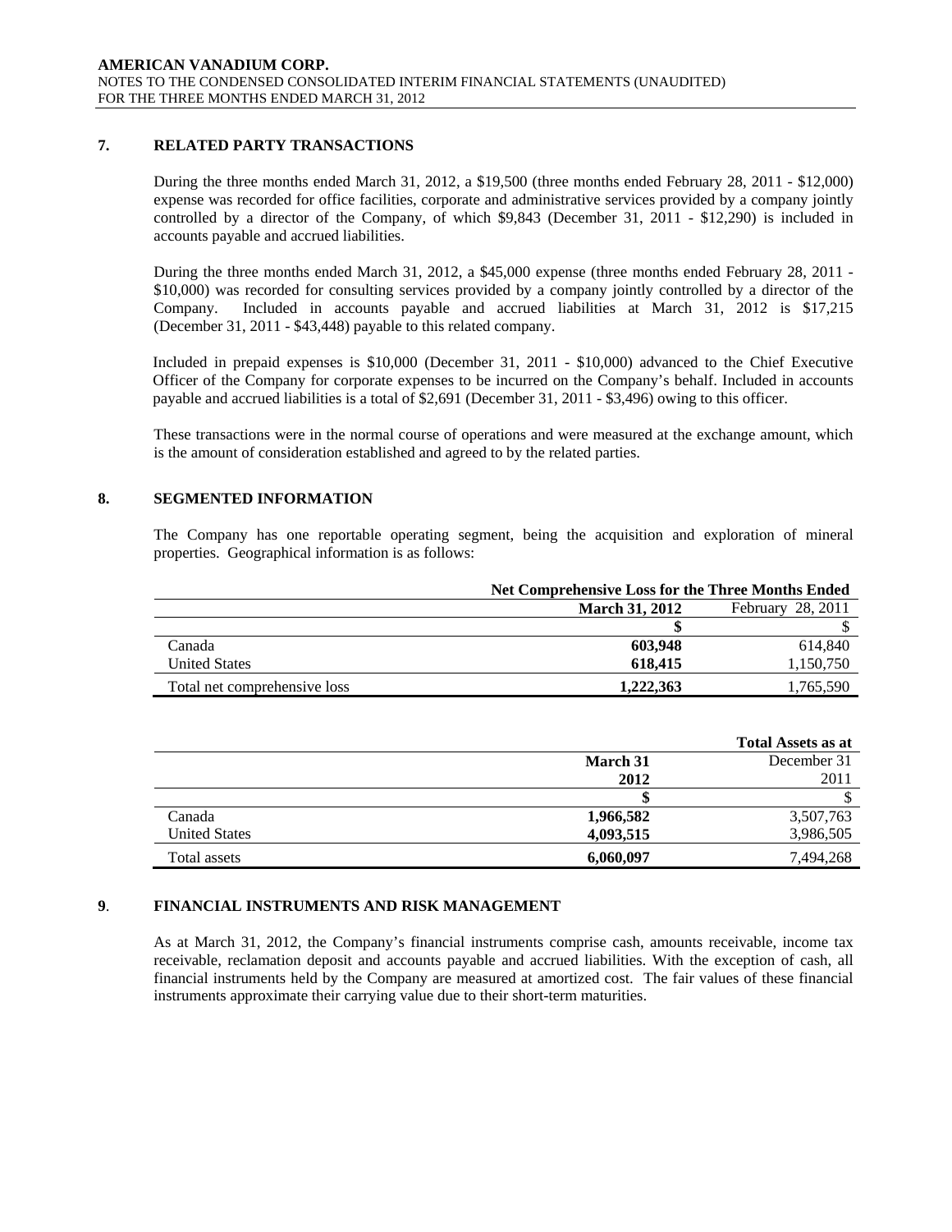## 7. RELATED PARTY TRANSACTIONS

During the three months ended March 31, 2012, a $19,500 (three months ended February 28, 2011 - $12,000) expense was recorded for office facilities, corporate and administrative services provided by a company jointly controlled by a director of the Company, of which $9,843 (December 31, 2011 - $12,290) is included in accounts payable and accrued liabilities.

During the three months ended March 31, 2012, a $45,000 expense (three months ended February 28, 2011 - $10,000) was recorded for consulting services provided by a company jointly controlled by a director of the Company. Included in accounts payable and accrued liabilities at March 31, 2012 is $17,215 (December 31, 2011 - $43,448) payable to this related company.

Included in prepaid expenses is $10,000 (December 31, 2011 - $10,000) advanced to the Chief Executive Officer of the Company for corporate expenses to be incurred on the Company's behalf. Included in accounts payable and accrued liabilities is a total of $2,691 (December 31, 2011 - $3,496) owing to this officer.

These transactions were in the normal course of operations and were measured at the exchange amount, which is the amount of consideration established and agreed to by the related parties.

## 8. SEGMENTED INFORMATION

The Company has one reportable operating segment, being the acquisition and exploration of mineral properties. Geographical information is as follows:

| | **Net Comprehensive Loss for the Three Months Ended** | |
|---|---|---|
| | **March 31, 2012** | February 28, 2011 |
| | **$** | $ |
| Canada | **603,948** | 614,840 |
| United States | **618,415** | 1,150,750 |
| Total net comprehensive loss | **1,222,363** | 1,765,590 |

| | | **Total Assets as at** |
|---|---|---|
| | **March 31 2012** | December 31 2011 |
| | **$** | $ |
| Canada | **1,966,582** | 3,507,763 |
| United States | **4,093,515** | 3,986,505 |
| Total assets | **6,060,097** | 7,494,268 |

## 9. FINANCIAL INSTRUMENTS AND RISK MANAGEMENT

As at March 31, 2012, the Company's financial instruments comprise cash, amounts receivable, income tax receivable, reclamation deposit and accounts payable and accrued liabilities. With the exception of cash, all financial instruments held by the Company are measured at amortized cost. The fair values of these financial instruments approximate their carrying value due to their short-term maturities.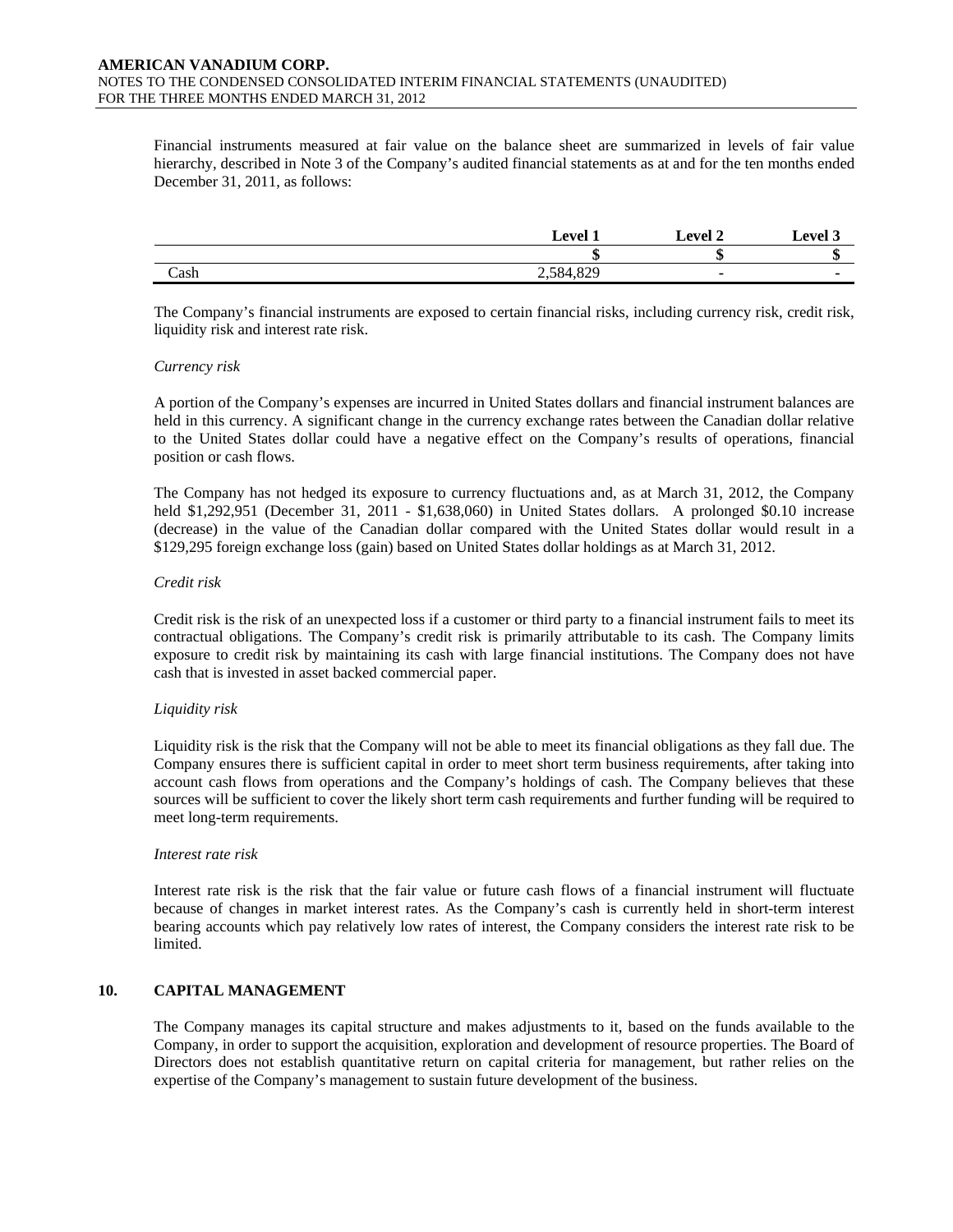Financial instruments measured at fair value on the balance sheet are summarized in levels of fair value hierarchy, described in Note 3 of the Company's audited financial statements as at and for the ten months ended December 31, 2011, as follows:

| | Level 1 | Level 2 | Level 3 |
|---|---|---|---|
| | $ | $ | $ |
| Cash | 2,584,829 | - | - |

The Company's financial instruments are exposed to certain financial risks, including currency risk, credit risk, liquidity risk and interest rate risk.

*Currency risk*

A portion of the Company's expenses are incurred in United States dollars and financial instrument balances are held in this currency. A significant change in the currency exchange rates between the Canadian dollar relative to the United States dollar could have a negative effect on the Company's results of operations, financial position or cash flows.

The Company has not hedged its exposure to currency fluctuations and, as at March 31, 2012, the Company held $1,292,951 (December 31, 2011 - $1,638,060) in United States dollars. A prolonged $0.10 increase (decrease) in the value of the Canadian dollar compared with the United States dollar would result in a $129,295 foreign exchange loss (gain) based on United States dollar holdings as at March 31, 2012.

*Credit risk*

Credit risk is the risk of an unexpected loss if a customer or third party to a financial instrument fails to meet its contractual obligations. The Company's credit risk is primarily attributable to its cash. The Company limits exposure to credit risk by maintaining its cash with large financial institutions. The Company does not have cash that is invested in asset backed commercial paper.

*Liquidity risk*

Liquidity risk is the risk that the Company will not be able to meet its financial obligations as they fall due. The Company ensures there is sufficient capital in order to meet short term business requirements, after taking into account cash flows from operations and the Company's holdings of cash. The Company believes that these sources will be sufficient to cover the likely short term cash requirements and further funding will be required to meet long-term requirements.

*Interest rate risk*

Interest rate risk is the risk that the fair value or future cash flows of a financial instrument will fluctuate because of changes in market interest rates. As the Company's cash is currently held in short-term interest bearing accounts which pay relatively low rates of interest, the Company considers the interest rate risk to be limited.

## 10. CAPITAL MANAGEMENT

The Company manages its capital structure and makes adjustments to it, based on the funds available to the Company, in order to support the acquisition, exploration and development of resource properties. The Board of Directors does not establish quantitative return on capital criteria for management, but rather relies on the expertise of the Company's management to sustain future development of the business.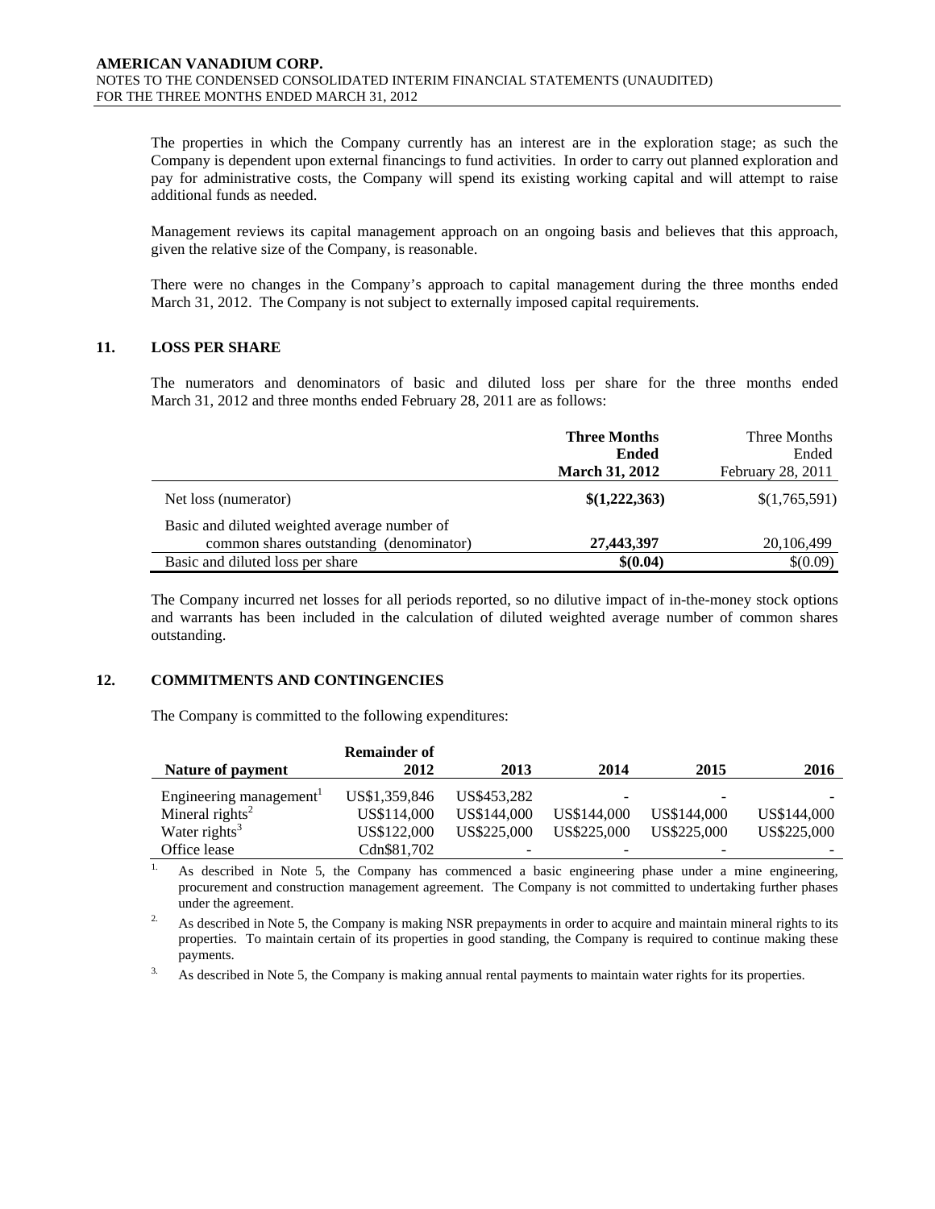The properties in which the Company currently has an interest are in the exploration stage; as such the Company is dependent upon external financings to fund activities. In order to carry out planned exploration and pay for administrative costs, the Company will spend its existing working capital and will attempt to raise additional funds as needed.

Management reviews its capital management approach on an ongoing basis and believes that this approach, given the relative size of the Company, is reasonable.

There were no changes in the Company's approach to capital management during the three months ended March 31, 2012. The Company is not subject to externally imposed capital requirements.

## 11. LOSS PER SHARE

The numerators and denominators of basic and diluted loss per share for the three months ended March 31, 2012 and three months ended February 28, 2011 are as follows:

| | **Three Months Ended March 31, 2012** | Three Months Ended February 28, 2011 |
|---|---|---|
| Net loss (numerator) | **$(1,222,363)** | $(1,765,591) |
| Basic and diluted weighted average number of common shares outstanding (denominator) | **27,443,397** | 20,106,499 |
| Basic and diluted loss per share | **$(0.04)** | $(0.09) |

The Company incurred net losses for all periods reported, so no dilutive impact of in-the-money stock options and warrants has been included in the calculation of diluted weighted average number of common shares outstanding.

## 12. COMMITMENTS AND CONTINGENCIES

The Company is committed to the following expenditures:

| Nature of payment | Remainder of 2012 | 2013 | 2014 | 2015 | 2016 |
|---|---|---|---|---|---|
| Engineering management[1] | US$1,359,846 | US$453,282 | - | - | - |
| Mineral rights[2] | US$114,000 | US$144,000 | US$144,000 | US$144,000 | US$144,000 |
| Water rights[3] | US$122,000 | US$225,000 | US$225,000 | US$225,000 | US$225,000 |
| Office lease | Cdn$81,702 | - | - | - | - |

1. As described in Note 5, the Company has commenced a basic engineering phase under a mine engineering, procurement and construction management agreement. The Company is not committed to undertaking further phases under the agreement.

2. As described in Note 5, the Company is making NSR prepayments in order to acquire and maintain mineral rights to its properties. To maintain certain of its properties in good standing, the Company is required to continue making these payments.

3. As described in Note 5, the Company is making annual rental payments to maintain water rights for its properties.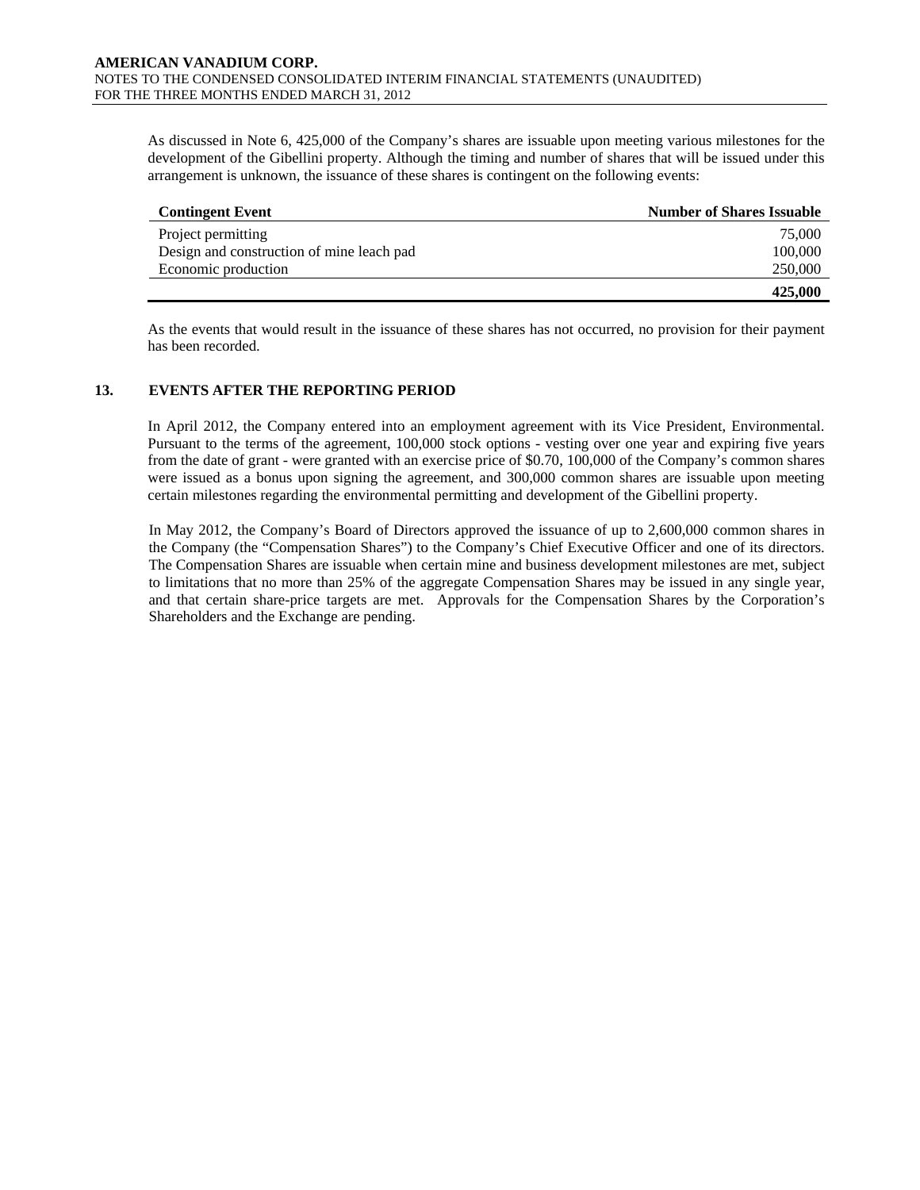As discussed in Note 6, 425,000 of the Company's shares are issuable upon meeting various milestones for the development of the Gibellini property. Although the timing and number of shares that will be issued under this arrangement is unknown, the issuance of these shares is contingent on the following events:

| Contingent Event | Number of Shares Issuable |
|---|---|
| Project permitting | 75,000 |
| Design and construction of mine leach pad | 100,000 |
| Economic production | 250,000 |
| | **425,000** |

As the events that would result in the issuance of these shares has not occurred, no provision for their payment has been recorded.

## 13. EVENTS AFTER THE REPORTING PERIOD

In April 2012, the Company entered into an employment agreement with its Vice President, Environmental. Pursuant to the terms of the agreement, 100,000 stock options - vesting over one year and expiring five years from the date of grant - were granted with an exercise price of $0.70, 100,000 of the Company's common shares were issued as a bonus upon signing the agreement, and 300,000 common shares are issuable upon meeting certain milestones regarding the environmental permitting and development of the Gibellini property.

In May 2012, the Company's Board of Directors approved the issuance of up to 2,600,000 common shares in the Company (the "Compensation Shares") to the Company's Chief Executive Officer and one of its directors. The Compensation Shares are issuable when certain mine and business development milestones are met, subject to limitations that no more than 25% of the aggregate Compensation Shares may be issued in any single year, and that certain share-price targets are met. Approvals for the Compensation Shares by the Corporation's Shareholders and the Exchange are pending.